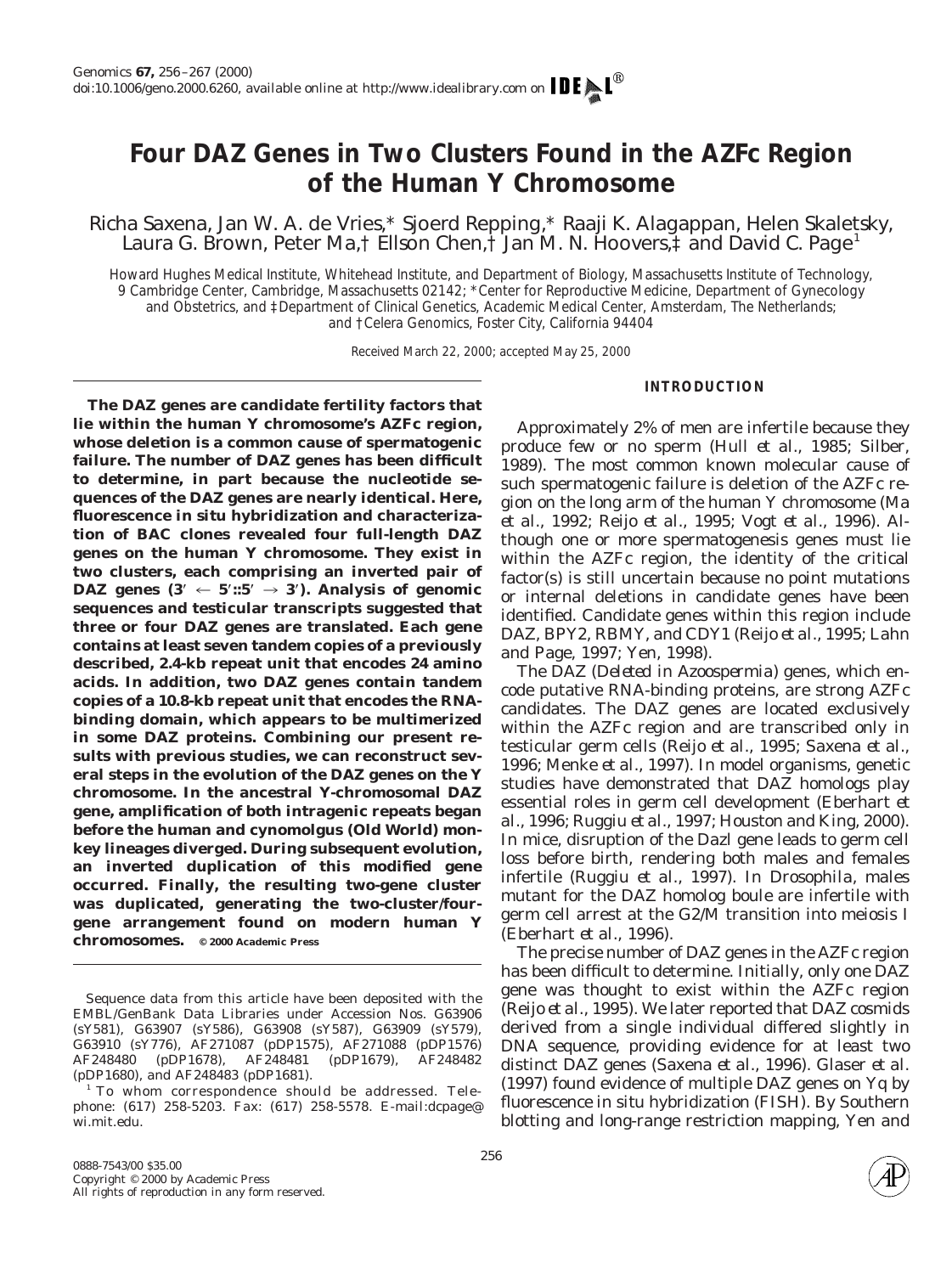# Four DAZ Genes in Two Clusters Found in the AZFc Region of the Human Y Chromosome

Richa Saxena, Jan W. A. de Vries,* Sjoerd Repping,* Raaji K. Alagappan, Helen Skaletsky, Laura G. Brown, Peter Ma,† Ellson Chen,† Jan M. N. Hoovers,‡ and David C. Page[1]

*Howard Hughes Medical Institute, Whitehead Institute, and Department of Biology, Massachusetts Institute of Technology, 9 Cambridge Center, Cambridge, Massachusetts 02142; \*Center for Reproductive Medicine, Department of Gynecology and Obstetrics, and ‡Department of Clinical Genetics, Academic Medical Center, Amsterdam, The Netherlands; and †Celera Genomics, Foster City, California 94404*

Received March 22, 2000; accepted May 25, 2000

**The DAZ genes are candidate fertility factors that lie within the human Y chromosome's AZFc region, whose deletion is a common cause of spermatogenic failure. The number of DAZ genes has been difficult to determine, in part because the nucleotide sequences of the DAZ genes are nearly identical. Here, fluorescence in situ hybridization and characterization of BAC clones revealed four full-length DAZ genes on the human Y chromosome. They exist in two clusters, each comprising an inverted pair of DAZ genes (3′ ← 5′::5′ → 3′). Analysis of genomic sequences and testicular transcripts suggested that three or four DAZ genes are translated. Each gene contains at least seven tandem copies of a previously described, 2.4-kb repeat unit that encodes 24 amino acids. In addition, two DAZ genes contain tandem copies of a 10.8-kb repeat unit that encodes the RNA-binding domain, which appears to be multimerized in some DAZ proteins. Combining our present results with previous studies, we can reconstruct several steps in the evolution of the DAZ genes on the Y chromosome. In the ancestral Y-chromosomal DAZ gene, amplification of both intragenic repeats began before the human and cynomolgus (Old World) monkey lineages diverged. During subsequent evolution, an inverted duplication of this modified gene occurred. Finally, the resulting two-gene cluster was duplicated, generating the two-cluster/four-gene arrangement found on modern human Y chromosomes.** © 2000 Academic Press

Sequence data from this article have been deposited with the EMBL/GenBank Data Libraries under Accession Nos. G63906 (sY581), G63907 (sY586), G63908 (sY587), G63909 (sY579), G63910 (sY776), AF271087 (pDP1575), AF271088 (pDP1576) AF248480 (pDP1678), AF248481 (pDP1679), AF248482 (pDP1680), and AF248483 (pDP1681).

[1] To whom correspondence should be addressed. Telephone: (617) 258-5203. Fax: (617) 258-5578. E-mail:dcpage@wi.mit.edu.

## INTRODUCTION

Approximately 2% of men are infertile because they produce few or no sperm (Hull *et al.*, 1985; Silber, 1989). The most common known molecular cause of such spermatogenic failure is deletion of the AZFc region on the long arm of the human Y chromosome (Ma *et al.*, 1992; Reijo *et al.*, 1995; Vogt *et al.*, 1996). Although one or more spermatogenesis genes must lie within the AZFc region, the identity of the critical factor(s) is still uncertain because no point mutations or internal deletions in candidate genes have been identified. Candidate genes within this region include DAZ, BPY2, RBMY, and CDY1 (Reijo *et al.*, 1995; Lahn and Page, 1997; Yen, 1998).

The DAZ (*Deleted in Azoospermia*) genes, which encode putative RNA-binding proteins, are strong AZFc candidates. The DAZ genes are located exclusively within the AZFc region and are transcribed only in testicular germ cells (Reijo *et al.*, 1995; Saxena *et al.*, 1996; Menke *et al.*, 1997). In model organisms, genetic studies have demonstrated that DAZ homologs play essential roles in germ cell development (Eberhart *et al.*, 1996; Ruggiu *et al.*, 1997; Houston and King, 2000). In mice, disruption of the Dazl gene leads to germ cell loss before birth, rendering both males and females infertile (Ruggiu *et al.*, 1997). In *Drosophila*, males mutant for the DAZ homolog boule are infertile with germ cell arrest at the G2/M transition into meiosis I (Eberhart *et al.*, 1996).

The precise number of DAZ genes in the AZFc region has been difficult to determine. Initially, only one DAZ gene was thought to exist within the AZFc region (Reijo *et al.*, 1995). We later reported that DAZ cosmids derived from a single individual differed slightly in DNA sequence, providing evidence for at least two distinct DAZ genes (Saxena *et al.*, 1996). Glaser *et al.* (1997) found evidence of multiple DAZ genes on Yq by fluorescence in situ hybridization (FISH). By Southern blotting and long-range restriction mapping, Yen and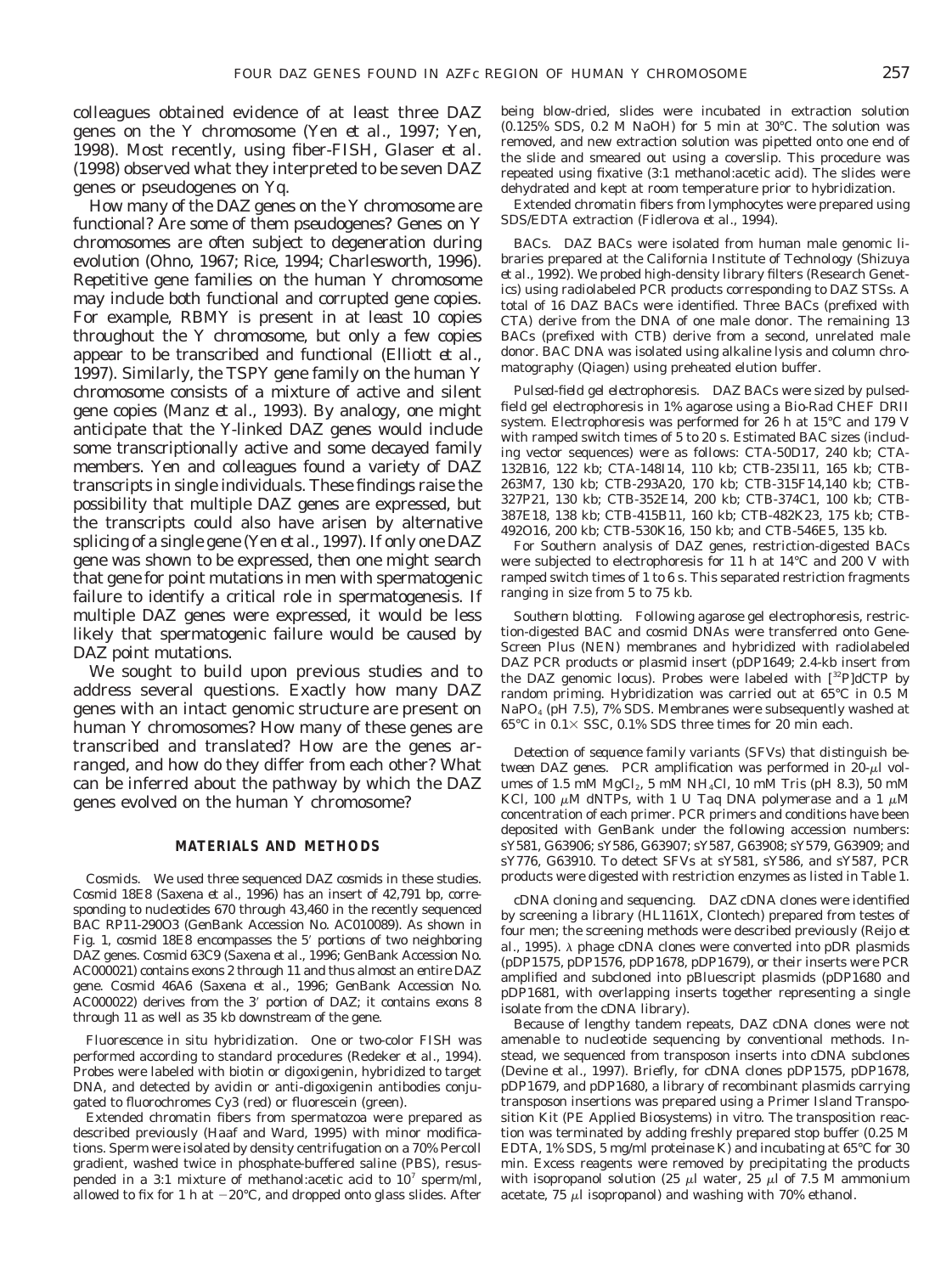colleagues obtained evidence of at least three DAZ genes on the Y chromosome (Yen *et al.*, 1997; Yen, 1998). Most recently, using fiber-FISH, Glaser *et al.* (1998) observed what they interpreted to be seven DAZ genes or pseudogenes on Yq.

How many of the DAZ genes on the Y chromosome are functional? Are some of them pseudogenes? Genes on Y chromosomes are often subject to degeneration during evolution (Ohno, 1967; Rice, 1994; Charlesworth, 1996). Repetitive gene families on the human Y chromosome may include both functional and corrupted gene copies. For example, RBMY is present in at least 10 copies throughout the Y chromosome, but only a few copies appear to be transcribed and functional (Elliott *et al.*, 1997). Similarly, the TSPY gene family on the human Y chromosome consists of a mixture of active and silent gene copies (Manz *et al.*, 1993). By analogy, one might anticipate that the Y-linked DAZ genes would include some transcriptionally active and some decayed family members. Yen and colleagues found a variety of DAZ transcripts in single individuals. These findings raise the possibility that multiple DAZ genes are expressed, but the transcripts could also have arisen by alternative splicing of a single gene (Yen *et al.*, 1997). If only one DAZ gene was shown to be expressed, then one might search that gene for point mutations in men with spermatogenic failure to identify a critical role in spermatogenesis. If multiple DAZ genes were expressed, it would be less likely that spermatogenic failure would be caused by DAZ point mutations.

We sought to build upon previous studies and to address several questions. Exactly how many DAZ genes with an intact genomic structure are present on human Y chromosomes? How many of these genes are transcribed and translated? How are the genes arranged, and how do they differ from each other? What can be inferred about the pathway by which the DAZ genes evolved on the human Y chromosome?

## MATERIALS AND METHODS

*Cosmids.* We used three sequenced DAZ cosmids in these studies. Cosmid 18E8 (Saxena et al., 1996) has an insert of 42,791 bp, corresponding to nucleotides 670 through 43,460 in the recently sequenced BAC RP11-290O3 (GenBank Accession No. AC010089). As shown in Fig. 1, cosmid 18E8 encompasses the 5′ portions of two neighboring DAZ genes. Cosmid 63C9 (Saxena et al., 1996; GenBank Accession No. AC000021) contains exons 2 through 11 and thus almost an entire DAZ gene. Cosmid 46A6 (Saxena et al., 1996; GenBank Accession No. AC000022) derives from the 3′ portion of DAZ; it contains exons 8 through 11 as well as 35 kb downstream of the gene.

*Fluorescence in situ hybridization.* One or two-color FISH was performed according to standard procedures (Redeker et al., 1994). Probes were labeled with biotin or digoxigenin, hybridized to target DNA, and detected by avidin or anti-digoxigenin antibodies conjugated to fluorochromes Cy3 (red) or fluorescein (green).

Extended chromatin fibers from spermatozoa were prepared as described previously (Haaf and Ward, 1995) with minor modifications. Sperm were isolated by density centrifugation on a 70% Percoll gradient, washed twice in phosphate-buffered saline (PBS), resuspended in a 3:1 mixture of methanol:acetic acid to $10^7$ sperm/ml, allowed to fix for 1 h at $-20°C$, and dropped onto glass slides. After being blow-dried, slides were incubated in extraction solution (0.125% SDS, 0.2 M NaOH) for 5 min at 30°C. The solution was removed, and new extraction solution was pipetted onto one end of the slide and smeared out using a coverslip. This procedure was repeated using fixative (3:1 methanol:acetic acid). The slides were dehydrated and kept at room temperature prior to hybridization.

Extended chromatin fibers from lymphocytes were prepared using SDS/EDTA extraction (Fidlerova et al., 1994).

*BACs.* DAZ BACs were isolated from human male genomic libraries prepared at the California Institute of Technology (Shizuya et al., 1992). We probed high-density library filters (Research Genetics) using radiolabeled PCR products corresponding to DAZ STSs. A total of 16 DAZ BACs were identified. Three BACs (prefixed with CTA) derive from the DNA of one male donor. The remaining 13 BACs (prefixed with CTB) derive from a second, unrelated male donor. BAC DNA was isolated using alkaline lysis and column chromatography (Qiagen) using preheated elution buffer.

*Pulsed-field gel electrophoresis.* DAZ BACs were sized by pulsed-field gel electrophoresis in 1% agarose using a Bio-Rad CHEF DRII system. Electrophoresis was performed for 26 h at 15°C and 179 V with ramped switch times of 5 to 20 s. Estimated BAC sizes (including vector sequences) were as follows: CTA-50D17, 240 kb; CTA-132B16, 122 kb; CTA-148I14, 110 kb; CTB-235I11, 165 kb; CTB-263M7, 130 kb; CTB-293A20, 170 kb; CTB-315F14,140 kb; CTB-327P21, 130 kb; CTB-352E14, 200 kb; CTB-374C1, 100 kb; CTB-387E18, 138 kb; CTB-415B11, 160 kb; CTB-482K23, 175 kb; CTB-492O16, 200 kb; CTB-530K16, 150 kb; and CTB-546E5, 135 kb.

For Southern analysis of DAZ genes, restriction-digested BACs were subjected to electrophoresis for 11 h at 14°C and 200 V with ramped switch times of 1 to 6 s. This separated restriction fragments ranging in size from 5 to 75 kb.

*Southern blotting.* Following agarose gel electrophoresis, restriction-digested BAC and cosmid DNAs were transferred onto GeneScreen Plus (NEN) membranes and hybridized with radiolabeled DAZ PCR products or plasmid insert (pDP1649; 2.4-kb insert from the DAZ genomic locus). Probes were labeled with $[^{32}P]dCTP$ by random priming. Hybridization was carried out at 65°C in 0.5 M $NaPO_4$ (pH 7.5), 7% SDS. Membranes were subsequently washed at 65°C in 0.1× SSC, 0.1% SDS three times for 20 min each.

*Detection of sequence family variants (SFVs) that distinguish between DAZ genes.* PCR amplification was performed in 20-μl volumes of 1.5 mM $MgCl_2$, 5 mM $NH_4Cl$, 10 mM Tris (pH 8.3), 50 mM KCl, 100 μM dNTPs, with 1 U *Taq* DNA polymerase and a 1 μM concentration of each primer. PCR primers and conditions have been deposited with GenBank under the following accession numbers: sY581, G63906; sY586, G63907; sY587, G63908; sY579, G63909; and sY776, G63910. To detect SFVs at sY581, sY586, and sY587, PCR products were digested with restriction enzymes as listed in Table 1.

*cDNA cloning and sequencing.* DAZ cDNA clones were identified by screening a library (HL1161X, Clontech) prepared from testes of four men; the screening methods were described previously (Reijo et al., 1995). λ phage cDNA clones were converted into pDR plasmids (pDP1575, pDP1576, pDP1678, pDP1679), or their inserts were PCR amplified and subcloned into pBluescript plasmids (pDP1680 and pDP1681, with overlapping inserts together representing a single isolate from the cDNA library).

Because of lengthy tandem repeats, DAZ cDNA clones were not amenable to nucleotide sequencing by conventional methods. Instead, we sequenced from transposon inserts into cDNA subclones (Devine et al., 1997). Briefly, for cDNA clones pDP1575, pDP1678, pDP1679, and pDP1680, a library of recombinant plasmids carrying transposon insertions was prepared using a Primer Island Transposition Kit (PE Applied Biosystems) in vitro. The transposition reaction was terminated by adding freshly prepared stop buffer (0.25 M EDTA, 1% SDS, 5 mg/ml proteinase K) and incubating at 65°C for 30 min. Excess reagents were removed by precipitating the products with isopropanol solution (25 μl water, 25 μl of 7.5 M ammonium acetate, 75 μl isopropanol) and washing with 70% ethanol.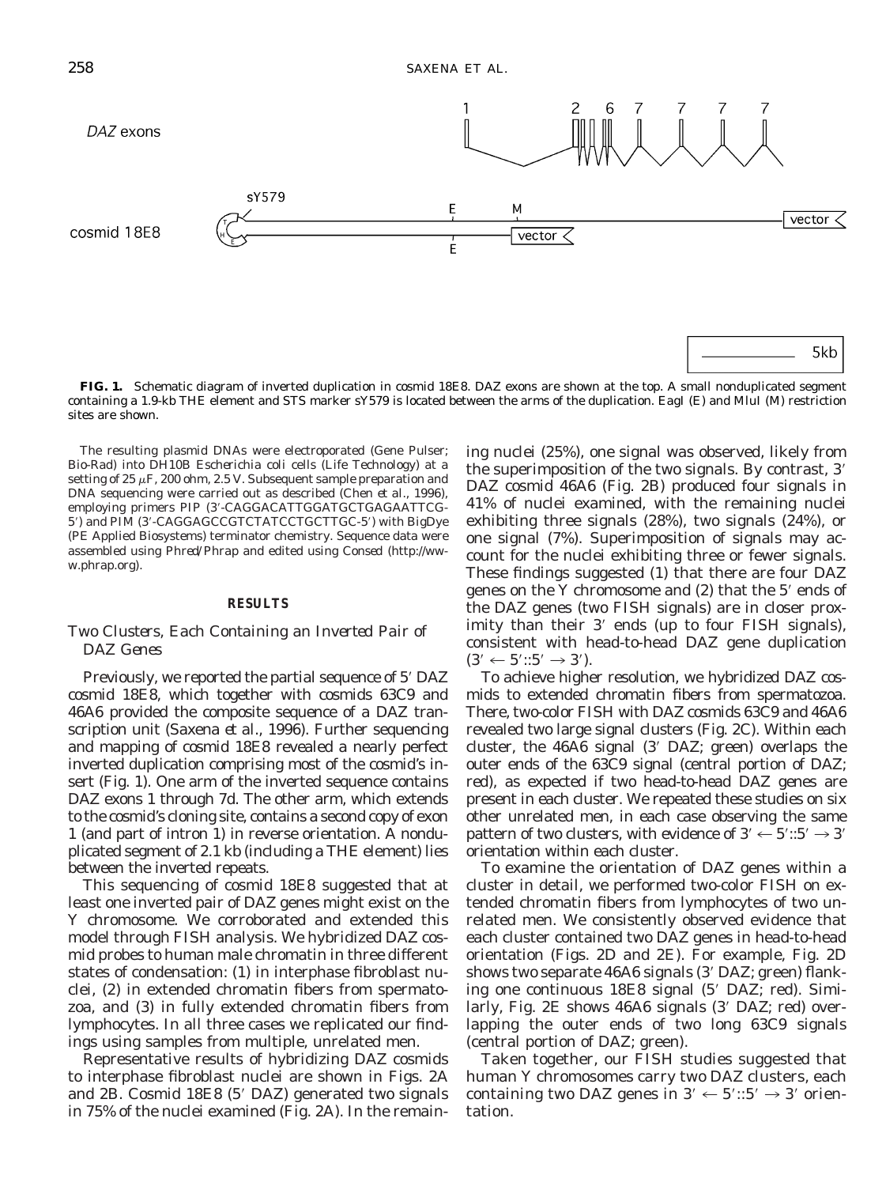**FIG. 1.** Schematic diagram of inverted duplication in cosmid 18E8. DAZ exons are shown at the top. A small nonduplicated segment containing a 1.9-kb THE element and STS marker sY579 is located between the arms of the duplication. EagI (E) and MluI (M) restriction sites are shown.

The resulting plasmid DNAs were electroporated (Gene Pulser; Bio-Rad) into DH10B *Escherichia coli* cells (Life Technology) at a setting of 25 $\mu$F, 200 ohm, 2.5 V. Subsequent sample preparation and DNA sequencing were carried out as described (Chen *et al.*, 1996), employing primers PIP (3′-CAGGACATTGGATGCTGAGAATTCG-5′) and PIM (3′-CAGGAGCCGTCTATCCTGCTTGC-5′) with BigDye (PE Applied Biosystems) terminator chemistry. Sequence data were assembled using Phred/Phrap and edited using Consed (http://www.phrap.org).

## RESULTS

### Two Clusters, Each Containing an Inverted Pair of DAZ Genes

Previously, we reported the partial sequence of 5′ DAZ cosmid 18E8, which together with cosmids 63C9 and 46A6 provided the composite sequence of a DAZ transcription unit (Saxena *et al.*, 1996). Further sequencing and mapping of cosmid 18E8 revealed a nearly perfect inverted duplication comprising most of the cosmid's insert (Fig. 1). One arm of the inverted sequence contains DAZ exons 1 through 7d. The other arm, which extends to the cosmid's cloning site, contains a second copy of exon 1 (and part of intron 1) in reverse orientation. A nonduplicated segment of 2.1 kb (including a THE element) lies between the inverted repeats.

This sequencing of cosmid 18E8 suggested that at least one inverted pair of DAZ genes might exist on the Y chromosome. We corroborated and extended this model through FISH analysis. We hybridized DAZ cosmid probes to human male chromatin in three different states of condensation: (1) in interphase fibroblast nuclei, (2) in extended chromatin fibers from spermatozoa, and (3) in fully extended chromatin fibers from lymphocytes. In all three cases we replicated our findings using samples from multiple, unrelated men.

Representative results of hybridizing DAZ cosmids to interphase fibroblast nuclei are shown in Figs. 2A and 2B. Cosmid 18E8 (5′ DAZ) generated two signals in 75% of the nuclei examined (Fig. 2A). In the remaining nuclei (25%), one signal was observed, likely from the superimposition of the two signals. By contrast, 3′ DAZ cosmid 46A6 (Fig. 2B) produced four signals in 41% of nuclei examined, with the remaining nuclei exhibiting three signals (28%), two signals (24%), or one signal (7%). Superimposition of signals may account for the nuclei exhibiting three or fewer signals. These findings suggested (1) that there are four DAZ genes on the Y chromosome and (2) that the 5′ ends of the DAZ genes (two FISH signals) are in closer proximity than their 3′ ends (up to four FISH signals), consistent with head-to-head DAZ gene duplication ($3' \leftarrow 5'::5' \rightarrow 3'$).

To achieve higher resolution, we hybridized DAZ cosmids to extended chromatin fibers from spermatozoa. There, two-color FISH with DAZ cosmids 63C9 and 46A6 revealed two large signal clusters (Fig. 2C). Within each cluster, the 46A6 signal (3′ DAZ; green) overlaps the outer ends of the 63C9 signal (central portion of DAZ; red), as expected if two head-to-head DAZ genes are present in each cluster. We repeated these studies on six other unrelated men, in each case observing the same pattern of two clusters, with evidence of $3' \leftarrow 5'::5' \rightarrow 3'$ orientation within each cluster.

To examine the orientation of DAZ genes within a cluster in detail, we performed two-color FISH on extended chromatin fibers from lymphocytes of two unrelated men. We consistently observed evidence that each cluster contained two DAZ genes in head-to-head orientation (Figs. 2D and 2E). For example, Fig. 2D shows two separate 46A6 signals (3′ DAZ; green) flanking one continuous 18E8 signal (5′ DAZ; red). Similarly, Fig. 2E shows 46A6 signals (3′ DAZ; red) overlapping the outer ends of two long 63C9 signals (central portion of DAZ; green).

Taken together, our FISH studies suggested that human Y chromosomes carry two DAZ clusters, each containing two DAZ genes in $3' \leftarrow 5'::5' \rightarrow 3'$ orientation.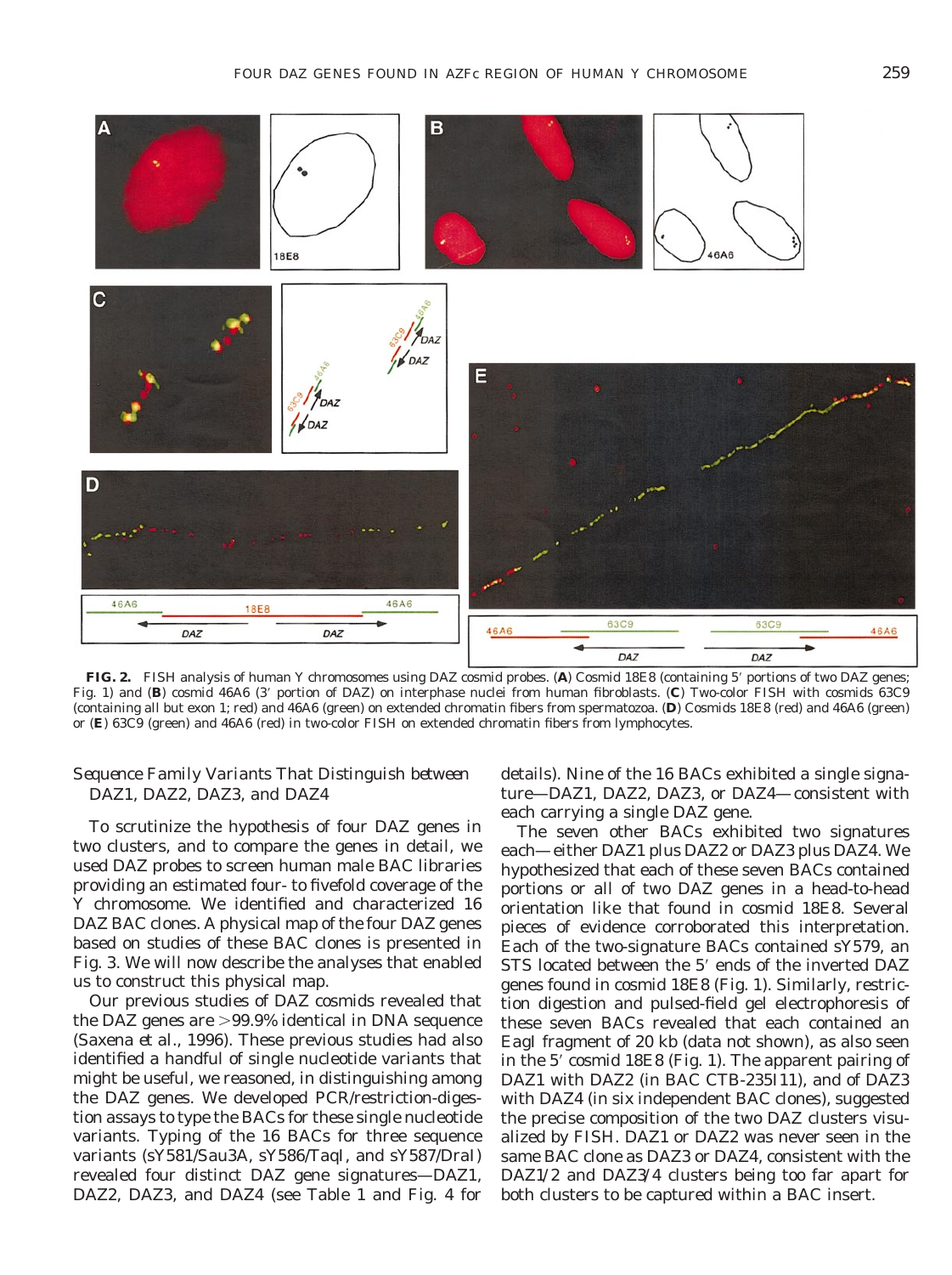**FIG. 2.** FISH analysis of human Y chromosomes using DAZ cosmid probes. (**A**) Cosmid 18E8 (containing 5′ portions of two DAZ genes; Fig. 1) and (**B**) cosmid 46A6 (3′ portion of DAZ) on interphase nuclei from human fibroblasts. (**C**) Two-color FISH with cosmids 63C9 (containing all but exon 1; red) and 46A6 (green) on extended chromatin fibers from spermatozoa. (**D**) Cosmids 18E8 (red) and 46A6 (green) or (**E**) 63C9 (green) and 46A6 (red) in two-color FISH on extended chromatin fibers from lymphocytes.

### *Sequence Family Variants That Distinguish between DAZ1, DAZ2, DAZ3, and DAZ4*

To scrutinize the hypothesis of four DAZ genes in two clusters, and to compare the genes in detail, we used DAZ probes to screen human male BAC libraries providing an estimated four- to fivefold coverage of the Y chromosome. We identified and characterized 16 DAZ BAC clones. A physical map of the four DAZ genes based on studies of these BAC clones is presented in Fig. 3. We will now describe the analyses that enabled us to construct this physical map.

Our previous studies of DAZ cosmids revealed that the DAZ genes are >99.9% identical in DNA sequence (Saxena *et al.*, 1996). These previous studies had also identified a handful of single nucleotide variants that might be useful, we reasoned, in distinguishing among the DAZ genes. We developed PCR/restriction-digestion assays to type the BACs for these single nucleotide variants. Typing of the 16 BACs for three sequence variants (sY581/Sau3A, sY586/TaqI, and sY587/DraI) revealed four distinct DAZ gene signatures—DAZ1, DAZ2, DAZ3, and DAZ4 (see Table 1 and Fig. 4 for details). Nine of the 16 BACs exhibited a single signature—DAZ1, DAZ2, DAZ3, or DAZ4—consistent with each carrying a single DAZ gene.

The seven other BACs exhibited two signatures each—either DAZ1 plus DAZ2 or DAZ3 plus DAZ4. We hypothesized that each of these seven BACs contained portions or all of two DAZ genes in a head-to-head orientation like that found in cosmid 18E8. Several pieces of evidence corroborated this interpretation. Each of the two-signature BACs contained sY579, an STS located between the 5′ ends of the inverted DAZ genes found in cosmid 18E8 (Fig. 1). Similarly, restriction digestion and pulsed-field gel electrophoresis of these seven BACs revealed that each contained an EagI fragment of 20 kb (data not shown), as also seen in the 5′ cosmid 18E8 (Fig. 1). The apparent pairing of DAZ1 with DAZ2 (in BAC CTB-235I11), and of DAZ3 with DAZ4 (in six independent BAC clones), suggested the precise composition of the two DAZ clusters visualized by FISH. DAZ1 or DAZ2 was never seen in the same BAC clone as DAZ3 or DAZ4, consistent with the DAZ1/2 and DAZ3/4 clusters being too far apart for both clusters to be captured within a BAC insert.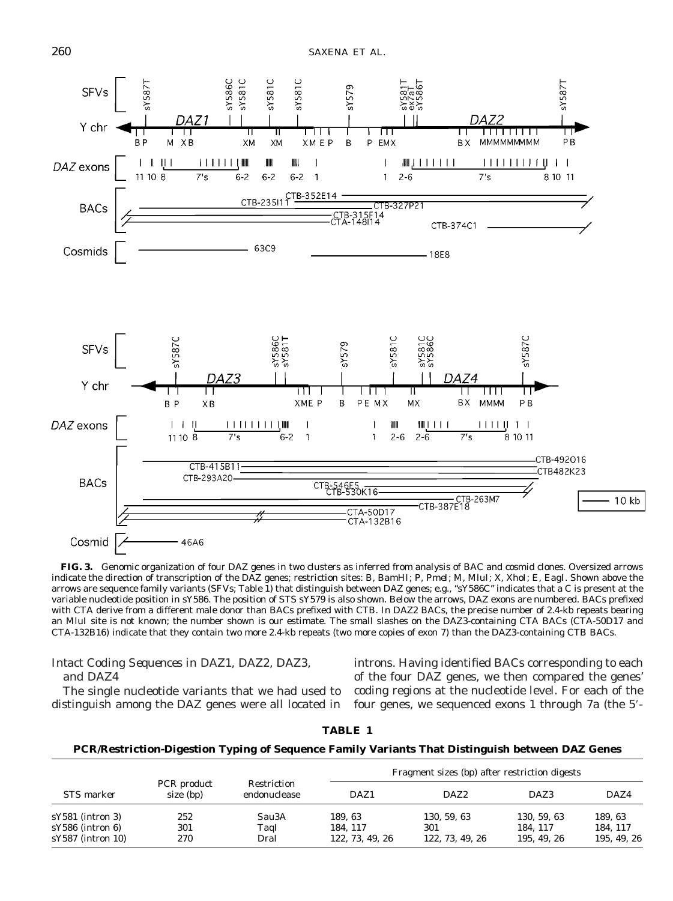**FIG. 3.** Genomic organization of four DAZ genes in two clusters as inferred from analysis of BAC and cosmid clones. Oversized arrows indicate the direction of transcription of the DAZ genes; restriction sites: B, BamHI; P, PmeI; M, MluI; X, XhoI; E, EagI. Shown above the arrows are sequence family variants (SFVs; Table 1) that distinguish between DAZ genes; e.g., "sY586C" indicates that a C is present at the variable nucleotide position in sY586. The position of STS sY579 is also shown. Below the arrows, DAZ exons are numbered. BACs prefixed with CTA derive from a different male donor than BACs prefixed with CTB. In DAZ2 BACs, the precise number of 2.4-kb repeats bearing an MluI site is not known; the number shown is our estimate. The small slashes on the DAZ3-containing CTA BACs (CTA-50D17 and CTA-132B16) indicate that they contain two more 2.4-kb repeats (two more copies of exon 7) than the DAZ3-containing CTB BACs.

### *Intact Coding Sequences in DAZ1, DAZ2, DAZ3, and DAZ4*

The single nucleotide variants that we had used to distinguish among the DAZ genes were all located in introns. Having identified BACs corresponding to each of the four DAZ genes, we then compared the genes' coding regions at the nucleotide level. For each of the four genes, we sequenced exons 1 through 7a (the 5′-

**TABLE 1**

**PCR/Restriction-Digestion Typing of Sequence Family Variants That Distinguish between DAZ Genes**

| STS marker | PCR product size (bp) | Restriction endonuclease | Fragment sizes (bp) after restriction digests | | | |
|---|---|---|---|---|---|---|
| | | | DAZ1 | DAZ2 | DAZ3 | DAZ4 |
| sY581 (intron 3) | 252 | Sau3A | 189, 63 | 130, 59, 63 | 130, 59, 63 | 189, 63 |
| sY586 (intron 6) | 301 | TaqI | 184, 117 | 301 | 184, 117 | 184, 117 |
| sY587 (intron 10) | 270 | DraI | 122, 73, 49, 26 | 122, 73, 49, 26 | 195, 49, 26 | 195, 49, 26 |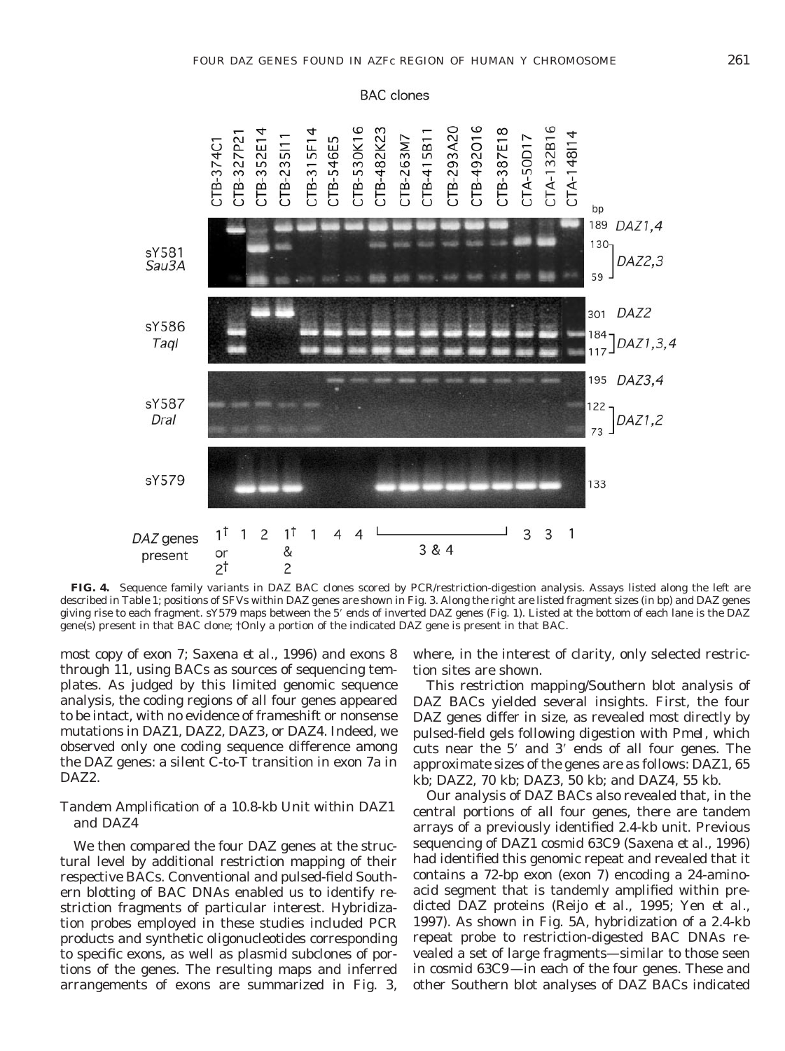**FIG. 4.** Sequence family variants in DAZ BAC clones scored by PCR/restriction-digestion analysis. Assays listed along the left are described in Table 1; positions of SFVs within DAZ genes are shown in Fig. 3. Along the right are listed fragment sizes (in bp) and DAZ genes giving rise to each fragment. sY579 maps between the 5′ ends of inverted DAZ genes (Fig. 1). Listed at the bottom of each lane is the DAZ gene(s) present in that BAC clone; †Only a portion of the indicated DAZ gene is present in that BAC.

most copy of exon 7; Saxena *et al.*, 1996) and exons 8 through 11, using BACs as sources of sequencing templates. As judged by this limited genomic sequence analysis, the coding regions of all four genes appeared to be intact, with no evidence of frameshift or nonsense mutations in DAZ1, DAZ2, DAZ3, or DAZ4. Indeed, we observed only one coding sequence difference among the DAZ genes: a silent C-to-T transition in exon 7a in DAZ2.

### *Tandem Amplification of a 10.8-kb Unit within DAZ1 and DAZ4*

We then compared the four DAZ genes at the structural level by additional restriction mapping of their respective BACs. Conventional and pulsed-field Southern blotting of BAC DNAs enabled us to identify restriction fragments of particular interest. Hybridization probes employed in these studies included PCR products and synthetic oligonucleotides corresponding to specific exons, as well as plasmid subclones of portions of the genes. The resulting maps and inferred arrangements of exons are summarized in Fig. 3, where, in the interest of clarity, only selected restriction sites are shown.

This restriction mapping/Southern blot analysis of DAZ BACs yielded several insights. First, the four DAZ genes differ in size, as revealed most directly by pulsed-field gels following digestion with *Pme*I, which cuts near the 5′ and 3′ ends of all four genes. The approximate sizes of the genes are as follows: DAZ1, 65 kb; DAZ2, 70 kb; DAZ3, 50 kb; and DAZ4, 55 kb.

Our analysis of DAZ BACs also revealed that, in the central portions of all four genes, there are tandem arrays of a previously identified 2.4-kb unit. Previous sequencing of DAZ1 cosmid 63C9 (Saxena *et al.*, 1996) had identified this genomic repeat and revealed that it contains a 72-bp exon (exon 7) encoding a 24-amino-acid segment that is tandemly amplified within predicted DAZ proteins (Reijo *et al.*, 1995; Yen *et al.*, 1997). As shown in Fig. 5A, hybridization of a 2.4-kb repeat probe to restriction-digested BAC DNAs revealed a set of large fragments—similar to those seen in cosmid 63C9—in each of the four genes. These and other Southern blot analyses of DAZ BACs indicated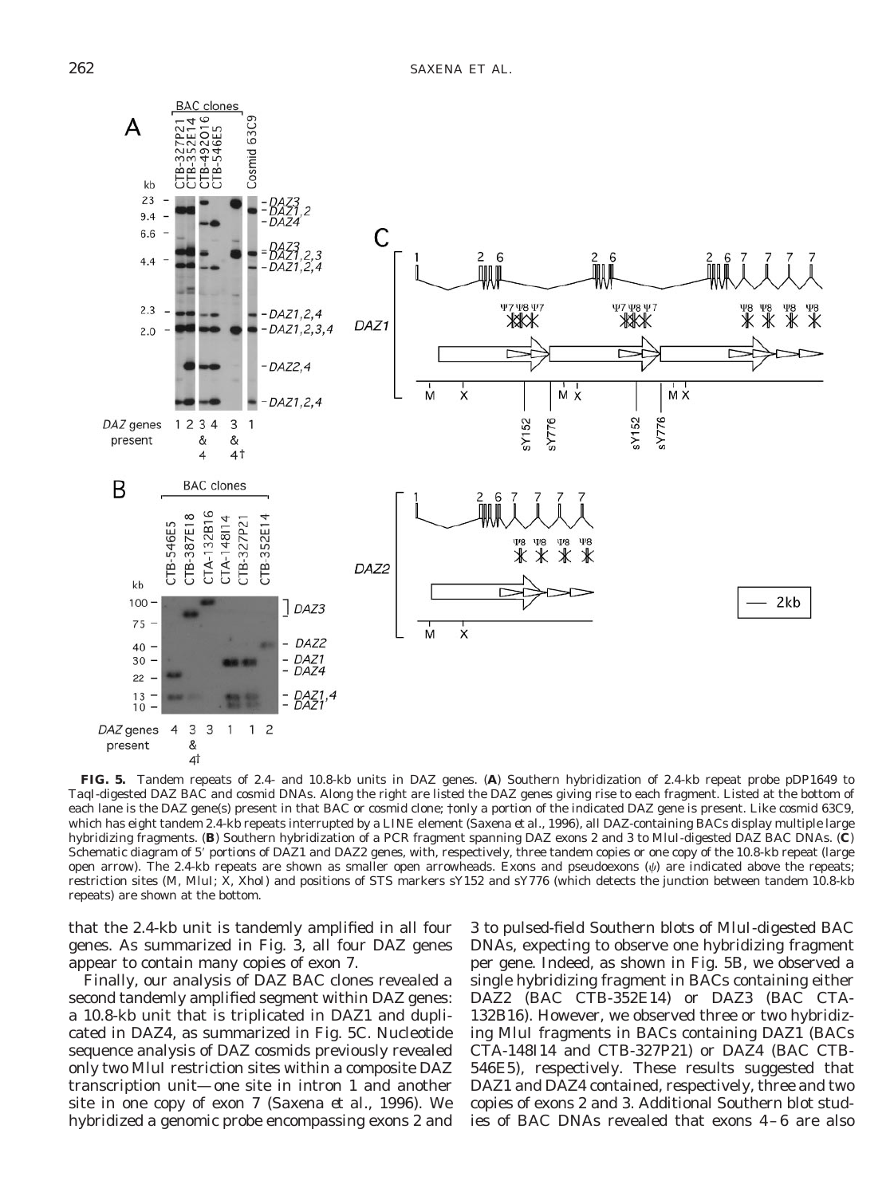**FIG. 5.** Tandem repeats of 2.4- and 10.8-kb units in DAZ genes. (**A**) Southern hybridization of 2.4-kb repeat probe pDP1649 to TaqI-digested DAZ BAC and cosmid DNAs. Along the right are listed the DAZ genes giving rise to each fragment. Listed at the bottom of each lane is the DAZ gene(s) present in that BAC or cosmid clone; †only a portion of the indicated DAZ gene is present. Like cosmid 63C9, which has eight tandem 2.4-kb repeats interrupted by a LINE element (Saxena *et al.*, 1996), all DAZ-containing BACs display multiple large hybridizing fragments. (**B**) Southern hybridization of a PCR fragment spanning DAZ exons 2 and 3 to MluI-digested DAZ BAC DNAs. (**C**) Schematic diagram of 5′ portions of DAZ1 and DAZ2 genes, with, respectively, three tandem copies or one copy of the 10.8-kb repeat (large open arrow). The 2.4-kb repeats are shown as smaller open arrowheads. Exons and pseudoexons (ψ) are indicated above the repeats; restriction sites (M, MluI; X, XhoI) and positions of STS markers sY152 and sY776 (which detects the junction between tandem 10.8-kb repeats) are shown at the bottom.

that the 2.4-kb unit is tandemly amplified in all four genes. As summarized in Fig. 3, all four DAZ genes appear to contain many copies of exon 7.

Finally, our analysis of DAZ BAC clones revealed a second tandemly amplified segment within DAZ genes: a 10.8-kb unit that is triplicated in DAZ1 and duplicated in DAZ4, as summarized in Fig. 5C. Nucleotide sequence analysis of DAZ cosmids previously revealed only two MluI restriction sites within a composite DAZ transcription unit—one site in intron 1 and another site in one copy of exon 7 (Saxena *et al.*, 1996). We hybridized a genomic probe encompassing exons 2 and 3 to pulsed-field Southern blots of MluI-digested BAC DNAs, expecting to observe one hybridizing fragment per gene. Indeed, as shown in Fig. 5B, we observed a single hybridizing fragment in BACs containing either DAZ2 (BAC CTB-352E14) or DAZ3 (BAC CTA-132B16). However, we observed three or two hybridizing MluI fragments in BACs containing DAZ1 (BACs CTA-148I14 and CTB-327P21) or DAZ4 (BAC CTB-546E5), respectively. These results suggested that DAZ1 and DAZ4 contained, respectively, three and two copies of exons 2 and 3. Additional Southern blot studies of BAC DNAs revealed that exons 4–6 are also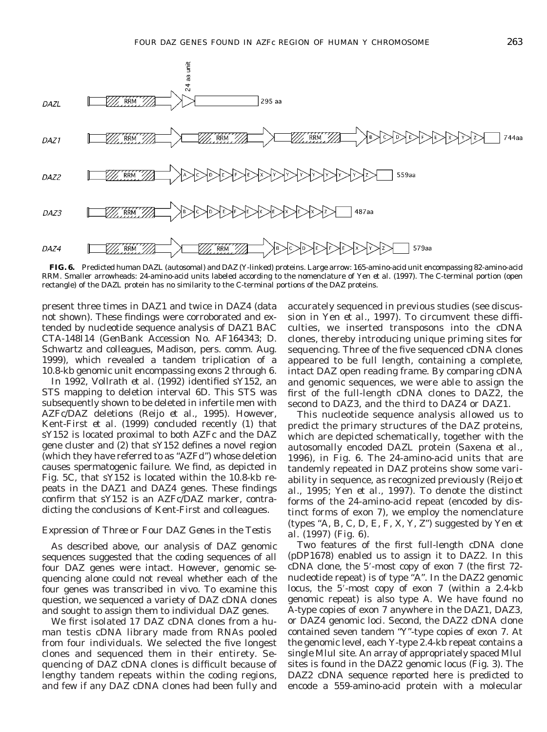**FIG. 6.** Predicted human DAZL (autosomal) and DAZ (Y-linked) proteins. Large arrow: 165-amino-acid unit encompassing 82-amino-acid RRM. Smaller arrowheads: 24-amino-acid units labeled according to the nomenclature of Yen *et al.* (1997). The C-terminal portion (open rectangle) of the DAZL protein has no similarity to the C-terminal portions of the DAZ proteins.

present three times in DAZ1 and twice in DAZ4 (data not shown). These findings were corroborated and extended by nucleotide sequence analysis of DAZ1 BAC CTA-148I14 (GenBank Accession No. AF164343; D. Schwartz and colleagues, Madison, pers. comm. Aug. 1999), which revealed a tandem triplication of a 10.8-kb genomic unit encompassing exons 2 through 6.

In 1992, Vollrath *et al.* (1992) identified sY152, an STS mapping to deletion interval 6D. This STS was subsequently shown to be deleted in infertile men with AZFc/DAZ deletions (Reijo *et al.*, 1995). However, Kent-First *et al.* (1999) concluded recently (1) that sY152 is located proximal to both AZFc and the DAZ gene cluster and (2) that sY152 defines a novel region (which they have referred to as "AZFd") whose deletion causes spermatogenic failure. We find, as depicted in Fig. 5C, that sY152 is located within the 10.8-kb repeats in the DAZ1 and DAZ4 genes. These findings confirm that sY152 is an AZFc/DAZ marker, contradicting the conclusions of Kent-First and colleagues.

### *Expression of Three or Four DAZ Genes in the Testis*

As described above, our analysis of DAZ genomic sequences suggested that the coding sequences of all four DAZ genes were intact. However, genomic sequencing alone could not reveal whether each of the four genes was transcribed in vivo. To examine this question, we sequenced a variety of DAZ cDNA clones and sought to assign them to individual DAZ genes.

We first isolated 17 DAZ cDNA clones from a human testis cDNA library made from RNAs pooled from four individuals. We selected the five longest clones and sequenced them in their entirety. Sequencing of DAZ cDNA clones is difficult because of lengthy tandem repeats within the coding regions, and few if any DAZ cDNA clones had been fully and accurately sequenced in previous studies (see discussion in Yen *et al.*, 1997). To circumvent these difficulties, we inserted transposons into the cDNA clones, thereby introducing unique priming sites for sequencing. Three of the five sequenced cDNA clones appeared to be full length, containing a complete, intact DAZ open reading frame. By comparing cDNA and genomic sequences, we were able to assign the first of the full-length cDNA clones to DAZ2, the second to DAZ3, and the third to DAZ4 or DAZ1.

This nucleotide sequence analysis allowed us to predict the primary structures of the DAZ proteins, which are depicted schematically, together with the autosomally encoded DAZL protein (Saxena *et al.*, 1996), in Fig. 6. The 24-amino-acid units that are tandemly repeated in DAZ proteins show some variability in sequence, as recognized previously (Reijo *et al.*, 1995; Yen *et al.*, 1997). To denote the distinct forms of the 24-amino-acid repeat (encoded by distinct forms of exon 7), we employ the nomenclature (types "A, B, C, D, E, F, X, Y, Z") suggested by Yen *et al.* (1997) (Fig. 6).

Two features of the first full-length cDNA clone (pDP1678) enabled us to assign it to DAZ2. In this cDNA clone, the 5′-most copy of exon 7 (the first 72-nucleotide repeat) is of type "A". In the DAZ2 genomic locus, the 5′-most copy of exon 7 (within a 2.4-kb genomic repeat) is also type A. We have found no A-type copies of exon 7 anywhere in the DAZ1, DAZ3, or DAZ4 genomic loci. Second, the DAZ2 cDNA clone contained seven tandem "Y"-type copies of exon 7. At the genomic level, each Y-type 2.4-kb repeat contains a single MluI site. An array of appropriately spaced MluI sites is found in the DAZ2 genomic locus (Fig. 3). The DAZ2 cDNA sequence reported here is predicted to encode a 559-amino-acid protein with a molecular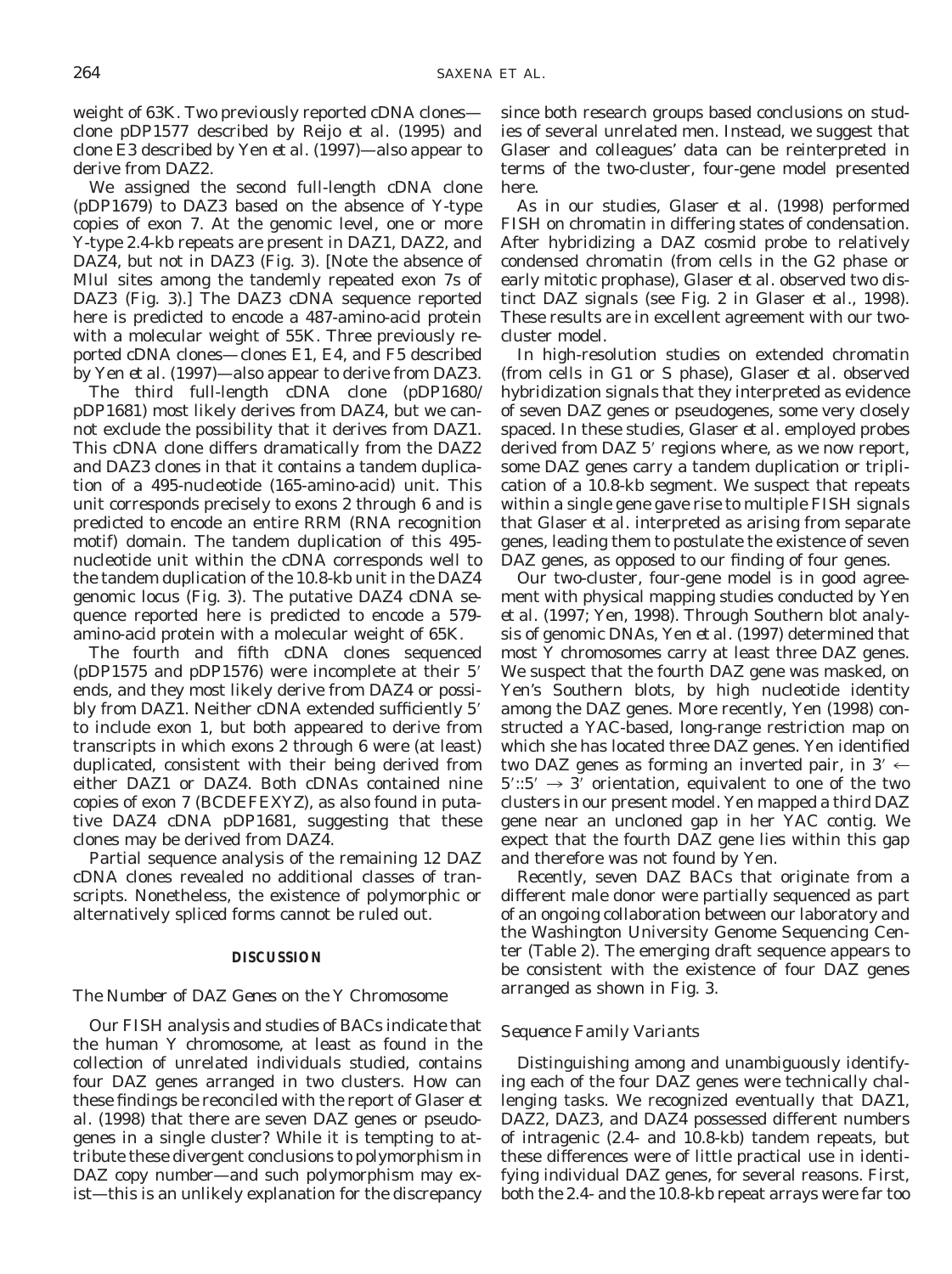weight of 63K. Two previously reported cDNA clones—clone pDP1577 described by Reijo *et al.* (1995) and clone E3 described by Yen *et al.* (1997)—also appear to derive from DAZ2.

We assigned the second full-length cDNA clone (pDP1679) to DAZ3 based on the absence of Y-type copies of exon 7. At the genomic level, one or more Y-type 2.4-kb repeats are present in DAZ1, DAZ2, and DAZ4, but not in DAZ3 (Fig. 3). [Note the absence of MluI sites among the tandemly repeated exon 7s of DAZ3 (Fig. 3).] The DAZ3 cDNA sequence reported here is predicted to encode a 487-amino-acid protein with a molecular weight of 55K. Three previously reported cDNA clones—clones E1, E4, and F5 described by Yen *et al.* (1997)—also appear to derive from DAZ3.

The third full-length cDNA clone (pDP1680/pDP1681) most likely derives from DAZ4, but we cannot exclude the possibility that it derives from DAZ1. This cDNA clone differs dramatically from the DAZ2 and DAZ3 clones in that it contains a tandem duplication of a 495-nucleotide (165-amino-acid) unit. This unit corresponds precisely to exons 2 through 6 and is predicted to encode an entire RRM (RNA recognition motif) domain. The tandem duplication of this 495-nucleotide unit within the cDNA corresponds well to the tandem duplication of the 10.8-kb unit in the DAZ4 genomic locus (Fig. 3). The putative DAZ4 cDNA sequence reported here is predicted to encode a 579-amino-acid protein with a molecular weight of 65K.

The fourth and fifth cDNA clones sequenced (pDP1575 and pDP1576) were incomplete at their 5′ ends, and they most likely derive from DAZ4 or possibly from DAZ1. Neither cDNA extended sufficiently 5′ to include exon 1, but both appeared to derive from transcripts in which exons 2 through 6 were (at least) duplicated, consistent with their being derived from either DAZ1 or DAZ4. Both cDNAs contained nine copies of exon 7 (BCDEFEXYZ), as also found in putative DAZ4 cDNA pDP1681, suggesting that these clones may be derived from DAZ4.

Partial sequence analysis of the remaining 12 DAZ cDNA clones revealed no additional classes of transcripts. Nonetheless, the existence of polymorphic or alternatively spliced forms cannot be ruled out.

## DISCUSSION

### The Number of DAZ Genes on the Y Chromosome

Our FISH analysis and studies of BACs indicate that the human Y chromosome, at least as found in the collection of unrelated individuals studied, contains four DAZ genes arranged in two clusters. How can these findings be reconciled with the report of Glaser *et al.* (1998) that there are seven DAZ genes or pseudogenes in a single cluster? While it is tempting to attribute these divergent conclusions to polymorphism in DAZ copy number—and such polymorphism may exist—this is an unlikely explanation for the discrepancy since both research groups based conclusions on studies of several unrelated men. Instead, we suggest that Glaser and colleagues' data can be reinterpreted in terms of the two-cluster, four-gene model presented here.

As in our studies, Glaser *et al.* (1998) performed FISH on chromatin in differing states of condensation. After hybridizing a DAZ cosmid probe to relatively condensed chromatin (from cells in the G2 phase or early mitotic prophase), Glaser *et al.* observed two distinct DAZ signals (see Fig. 2 in Glaser *et al.*, 1998). These results are in excellent agreement with our two-cluster model.

In high-resolution studies on extended chromatin (from cells in G1 or S phase), Glaser *et al.* observed hybridization signals that they interpreted as evidence of seven DAZ genes or pseudogenes, some very closely spaced. In these studies, Glaser *et al.* employed probes derived from DAZ 5′ regions where, as we now report, some DAZ genes carry a tandem duplication or triplication of a 10.8-kb segment. We suspect that repeats within a single gene gave rise to multiple FISH signals that Glaser *et al.* interpreted as arising from separate genes, leading them to postulate the existence of seven DAZ genes, as opposed to our finding of four genes.

Our two-cluster, four-gene model is in good agreement with physical mapping studies conducted by Yen *et al.* (1997; Yen, 1998). Through Southern blot analysis of genomic DNAs, Yen *et al.* (1997) determined that most Y chromosomes carry at least three DAZ genes. We suspect that the fourth DAZ gene was masked, on Yen's Southern blots, by high nucleotide identity among the DAZ genes. More recently, Yen (1998) constructed a YAC-based, long-range restriction map on which she has located three DAZ genes. Yen identified two DAZ genes as forming an inverted pair, in $3' \leftarrow 5'::5' \rightarrow 3'$ orientation, equivalent to one of the two clusters in our present model. Yen mapped a third DAZ gene near an uncloned gap in her YAC contig. We expect that the fourth DAZ gene lies within this gap and therefore was not found by Yen.

Recently, seven DAZ BACs that originate from a different male donor were partially sequenced as part of an ongoing collaboration between our laboratory and the Washington University Genome Sequencing Center (Table 2). The emerging draft sequence appears to be consistent with the existence of four DAZ genes arranged as shown in Fig. 3.

### Sequence Family Variants

Distinguishing among and unambiguously identifying each of the four DAZ genes were technically challenging tasks. We recognized eventually that DAZ1, DAZ2, DAZ3, and DAZ4 possessed different numbers of intragenic (2.4- and 10.8-kb) tandem repeats, but these differences were of little practical use in identifying individual DAZ genes, for several reasons. First, both the 2.4- and the 10.8-kb repeat arrays were far too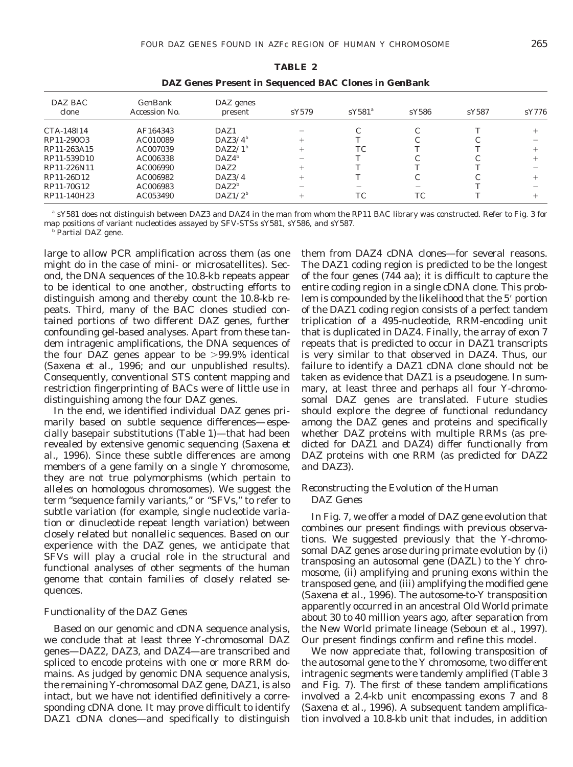**TABLE 2**

**DAZ Genes Present in Sequenced BAC Clones in GenBank**

| DAZ BAC clone | GenBank Accession No. | DAZ genes present | sY579 | sY581[a] | sY586 | sY587 | sY776 |
|---|---|---|---|---|---|---|---|
| CTA-148I14 | AF164343 | DAZ1 | − | C | C | T | + |
| RP11-290O3 | AC010089 | DAZ3/4[b] | + | T | C | C | − |
| RP11-263A15 | AC007039 | DAZ2/1[b] | + | TC | T | T | + |
| RP11-539D10 | AC006338 | DAZ4[b] | − | T | C | C | + |
| RP11-226N11 | AC006990 | DAZ2 | + | T | T | T | − |
| RP11-26D12 | AC006982 | DAZ3/4 | + | T | C | C | + |
| RP11-70G12 | AC006983 | DAZ2[b] | − | − | − | T | − |
| RP11-140H23 | AC053490 | DAZ1/2[b] | + | TC | TC | T | + |

[a] sY581 does not distinguish between DAZ3 and DAZ4 in the man from whom the RP11 BAC library was constructed. Refer to Fig. 3 for map positions of variant nucleotides assayed by SFV-STSs sY581, sY586, and sY587.

[b] Partial DAZ gene.

large to allow PCR amplification across them (as one might do in the case of mini- or microsatellites). Second, the DNA sequences of the 10.8-kb repeats appear to be identical to one another, obstructing efforts to distinguish among and thereby count the 10.8-kb repeats. Third, many of the BAC clones studied contained portions of two different DAZ genes, further confounding gel-based analyses. Apart from these tandem intragenic amplifications, the DNA sequences of the four DAZ genes appear to be >99.9% identical (Saxena *et al.*, 1996; and our unpublished results). Consequently, conventional STS content mapping and restriction fingerprinting of BACs were of little use in distinguishing among the four DAZ genes.

In the end, we identified individual DAZ genes primarily based on subtle sequence differences—especially basepair substitutions (Table 1)—that had been revealed by extensive genomic sequencing (Saxena *et al.*, 1996). Since these subtle differences are among members of a gene family on a single Y chromosome, they are not true polymorphisms (which pertain to alleles on homologous chromosomes). We suggest the term "sequence family variants," or "SFVs," to refer to subtle variation (for example, single nucleotide variation or dinucleotide repeat length variation) between closely related but nonallelic sequences. Based on our experience with the DAZ genes, we anticipate that SFVs will play a crucial role in the structural and functional analyses of other segments of the human genome that contain families of closely related sequences.

### Functionality of the DAZ Genes

Based on our genomic and cDNA sequence analysis, we conclude that at least three Y-chromosomal DAZ genes—DAZ2, DAZ3, and DAZ4—are transcribed and spliced to encode proteins with one or more RRM domains. As judged by genomic DNA sequence analysis, the remaining Y-chromosomal DAZ gene, DAZ1, is also intact, but we have not identified definitively a corresponding cDNA clone. It may prove difficult to identify DAZ1 cDNA clones—and specifically to distinguish them from DAZ4 cDNA clones—for several reasons. The DAZ1 coding region is predicted to be the longest of the four genes (744 aa); it is difficult to capture the entire coding region in a single cDNA clone. This problem is compounded by the likelihood that the 5′ portion of the DAZ1 coding region consists of a perfect tandem triplication of a 495-nucleotide, RRM-encoding unit that is duplicated in DAZ4. Finally, the array of exon 7 repeats that is predicted to occur in DAZ1 transcripts is very similar to that observed in DAZ4. Thus, our failure to identify a DAZ1 cDNA clone should not be taken as evidence that DAZ1 is a pseudogene. In summary, at least three and perhaps all four Y-chromosomal DAZ genes are translated. Future studies should explore the degree of functional redundancy among the DAZ genes and proteins and specifically whether DAZ proteins with multiple RRMs (as predicted for DAZ1 and DAZ4) differ functionally from DAZ proteins with one RRM (as predicted for DAZ2 and DAZ3).

### Reconstructing the Evolution of the Human DAZ Genes

In Fig. 7, we offer a model of DAZ gene evolution that combines our present findings with previous observations. We suggested previously that the Y-chromosomal DAZ genes arose during primate evolution by (i) transposing an autosomal gene (DAZL) to the Y chromosome, (ii) amplifying and pruning exons within the transposed gene, and (iii) amplifying the modified gene (Saxena *et al.*, 1996). The autosome-to-Y transposition apparently occurred in an ancestral Old World primate about 30 to 40 million years ago, after separation from the New World primate lineage (Seboun *et al.*, 1997). Our present findings confirm and refine this model.

We now appreciate that, following transposition of the autosomal gene to the Y chromosome, two different intragenic segments were tandemly amplified (Table 3 and Fig. 7). The first of these tandem amplifications involved a 2.4-kb unit encompassing exons 7 and 8 (Saxena *et al.*, 1996). A subsequent tandem amplification involved a 10.8-kb unit that includes, in addition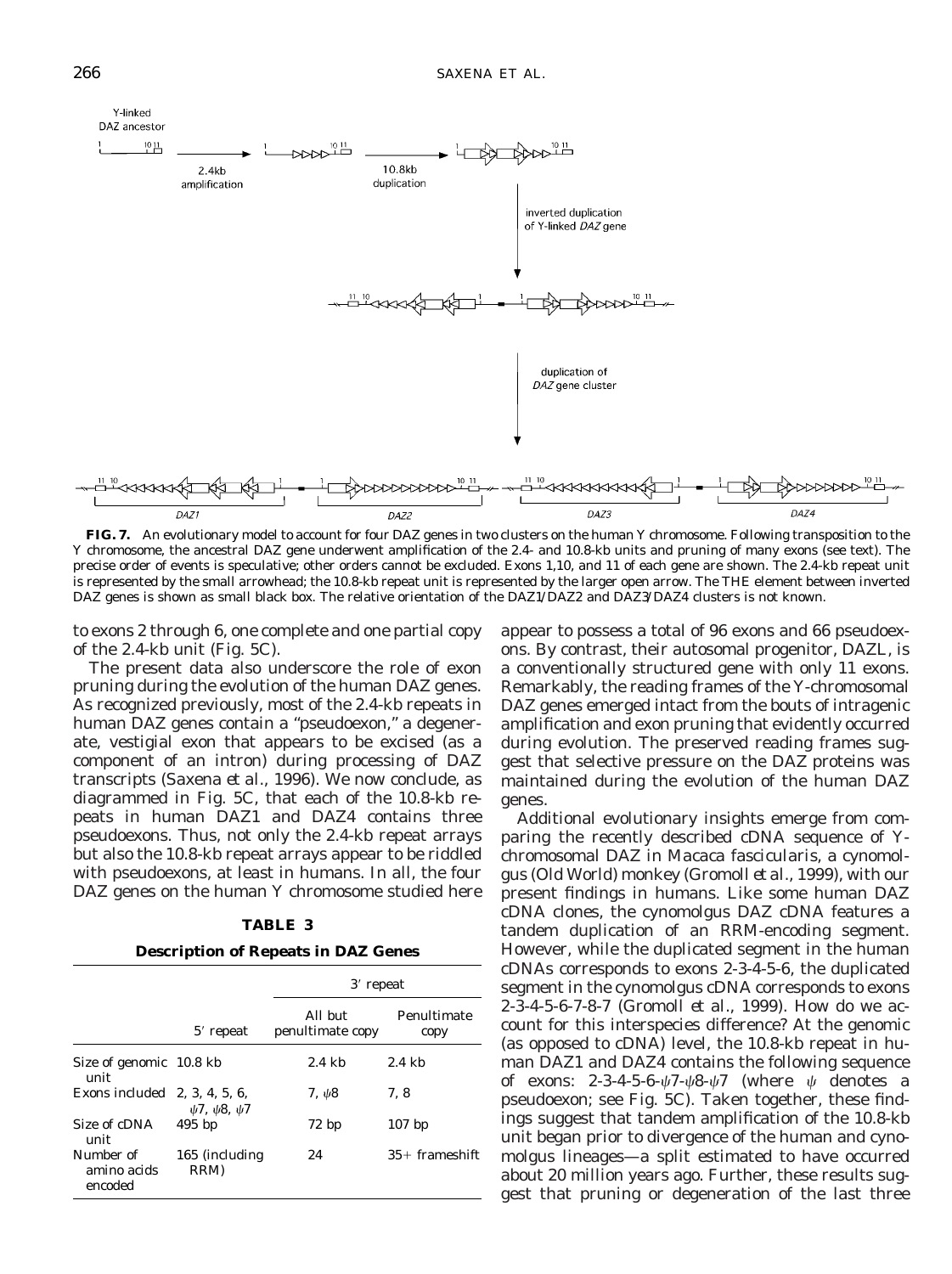**FIG. 7.** An evolutionary model to account for four DAZ genes in two clusters on the human Y chromosome. Following transposition to the Y chromosome, the ancestral DAZ gene underwent amplification of the 2.4- and 10.8-kb units and pruning of many exons (see text). The precise order of events is speculative; other orders cannot be excluded. Exons 1,10, and 11 of each gene are shown. The 2.4-kb repeat unit is represented by the small arrowhead; the 10.8-kb repeat unit is represented by the larger open arrow. The THE element between inverted DAZ genes is shown as small black box. The relative orientation of the DAZ1/DAZ2 and DAZ3/DAZ4 clusters is not known.

to exons 2 through 6, one complete and one partial copy of the 2.4-kb unit (Fig. 5C).

The present data also underscore the role of exon pruning during the evolution of the human DAZ genes. As recognized previously, most of the 2.4-kb repeats in human DAZ genes contain a "pseudoexon," a degenerate, vestigial exon that appears to be excised (as a component of an intron) during processing of DAZ transcripts (Saxena *et al.*, 1996). We now conclude, as diagrammed in Fig. 5C, that each of the 10.8-kb repeats in human DAZ1 and DAZ4 contains three pseudoexons. Thus, not only the 2.4-kb repeat arrays but also the 10.8-kb repeat arrays appear to be riddled with pseudoexons, at least in humans. In all, the four DAZ genes on the human Y chromosome studied here appear to possess a total of 96 exons and 66 pseudoexons. By contrast, their autosomal progenitor, DAZL, is a conventionally structured gene with only 11 exons. Remarkably, the reading frames of the Y-chromosomal DAZ genes emerged intact from the bouts of intragenic amplification and exon pruning that evidently occurred during evolution. The preserved reading frames suggest that selective pressure on the DAZ proteins was maintained during the evolution of the human DAZ genes.

**TABLE 3**

**Description of Repeats in DAZ Genes**

| | 5′ repeat | 3′ repeat | |
|---|---|---|---|
| | | All but penultimate copy | Penultimate copy |
| Size of genomic unit | 10.8 kb | 2.4 kb | 2.4 kb |
| Exons included | 2, 3, 4, 5, 6, $\psi$7, $\psi$8, $\psi$7 | 7, $\psi$8 | 7, 8 |
| Size of cDNA unit | 495 bp | 72 bp | 107 bp |
| Number of amino acids encoded | 165 (including RRM) | 24 | 35+ frameshift |

Additional evolutionary insights emerge from comparing the recently described cDNA sequence of Y-chromosomal DAZ in *Macaca fascicularis*, a cynomolgus (Old World) monkey (Gromoll *et al.*, 1999), with our present findings in humans. Like some human DAZ cDNA clones, the cynomolgus DAZ cDNA features a tandem duplication of an RRM-encoding segment. However, while the duplicated segment in the human cDNAs corresponds to exons 2-3-4-5-6, the duplicated segment in the cynomolgus cDNA corresponds to exons 2-3-4-5-6-7-8-7 (Gromoll *et al.*, 1999). How do we account for this interspecies difference? At the genomic (as opposed to cDNA) level, the 10.8-kb repeat in human DAZ1 and DAZ4 contains the following sequence of exons: 2-3-4-5-6-$\psi$7-$\psi$8-$\psi$7 (where $\psi$ denotes a pseudoexon; see Fig. 5C). Taken together, these findings suggest that tandem amplification of the 10.8-kb unit began prior to divergence of the human and cynomolgus lineages—a split estimated to have occurred about 20 million years ago. Further, these results suggest that pruning or degeneration of the last three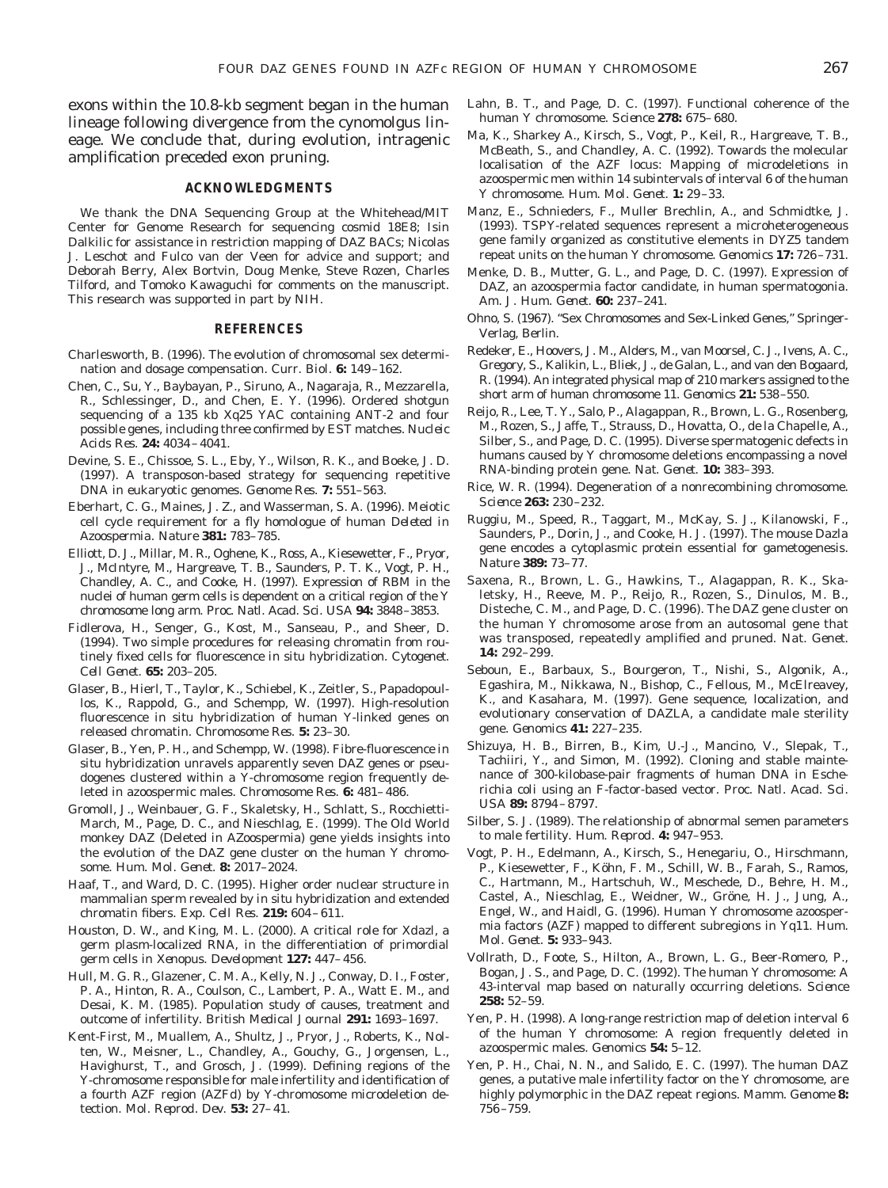exons within the 10.8-kb segment began in the human lineage following divergence from the cynomolgus lineage. We conclude that, during evolution, intragenic amplification preceded exon pruning.

## ACKNOWLEDGMENTS

We thank the DNA Sequencing Group at the Whitehead/MIT Center for Genome Research for sequencing cosmid 18E8; Isin Dalkilic for assistance in restriction mapping of DAZ BACs; Nicolas J. Leschot and Fulco van der Veen for advice and support; and Deborah Berry, Alex Bortvin, Doug Menke, Steve Rozen, Charles Tilford, and Tomoko Kawaguchi for comments on the manuscript. This research was supported in part by NIH.

## REFERENCES

Charlesworth, B. (1996). The evolution of chromosomal sex determination and dosage compensation. *Curr. Biol.* **6:** 149–162.

Chen, C., Su, Y., Baybayan, P., Siruno, A., Nagaraja, R., Mezzarella, R., Schlessinger, D., and Chen, E. Y. (1996). Ordered shotgun sequencing of a 135 kb Xq25 YAC containing ANT-2 and four possible genes, including three confirmed by EST matches. *Nucleic Acids Res.* **24:** 4034–4041.

Devine, S. E., Chissoe, S. L., Eby, Y., Wilson, R. K., and Boeke, J. D. (1997). A transposon-based strategy for sequencing repetitive DNA in eukaryotic genomes. *Genome Res.* **7:** 551–563.

Eberhart, C. G., Maines, J. Z., and Wasserman, S. A. (1996). Meiotic cell cycle requirement for a fly homologue of human *Deleted in Azoospermia*. *Nature* **381:** 783–785.

Elliott, D. J., Millar, M. R., Oghene, K., Ross, A., Kiesewetter, F., Pryor, J., McIntyre, M., Hargreave, T. B., Saunders, P. T. K., Vogt, P. H., Chandley, A. C., and Cooke, H. (1997). Expression of RBM in the nuclei of human germ cells is dependent on a critical region of the Y chromosome long arm. *Proc. Natl. Acad. Sci. USA* **94:** 3848–3853.

Fidlerova, H., Senger, G., Kost, M., Sanseau, P., and Sheer, D. (1994). Two simple procedures for releasing chromatin from routinely fixed cells for fluorescence in situ hybridization. *Cytogenet. Cell Genet.* **65:** 203–205.

Glaser, B., Hierl, T., Taylor, K., Schiebel, K., Zeitler, S., Papadopoullos, K., Rappold, G., and Schempp, W. (1997). High-resolution fluorescence in situ hybridization of human Y-linked genes on released chromatin. *Chromosome Res.* **5:** 23–30.

Glaser, B., Yen, P. H., and Schempp, W. (1998). Fibre-fluorescence in situ hybridization unravels apparently seven DAZ genes or pseudogenes clustered within a Y-chromosome region frequently deleted in azoospermic males. *Chromosome Res.* **6:** 481–486.

Gromoll, J., Weinbauer, G. F., Skaletsky, H., Schlatt, S., Rocchietti-March, M., Page, D. C., and Nieschlag, E. (1999). The Old World monkey DAZ (Deleted in AZoospermia) gene yields insights into the evolution of the DAZ gene cluster on the human Y chromosome. *Hum. Mol. Genet.* **8:** 2017–2024.

Haaf, T., and Ward, D. C. (1995). Higher order nuclear structure in mammalian sperm revealed by in situ hybridization and extended chromatin fibers. *Exp. Cell Res.* **219:** 604–611.

Houston, D. W., and King, M. L. (2000). A critical role for Xdazl, a germ plasm-localized RNA, in the differentiation of primordial germ cells in *Xenopus*. *Development* **127:** 447–456.

Hull, M. G. R., Glazener, C. M. A., Kelly, N. J., Conway, D. I., Foster, P. A., Hinton, R. A., Coulson, C., Lambert, P. A., Watt E. M., and Desai, K. M. (1985). Population study of causes, treatment and outcome of infertility. *British Medical Journal* **291:** 1693–1697.

Kent-First, M., Muallem, A., Shultz, J., Pryor, J., Roberts, K., Nolten, W., Meisner, L., Chandley, A., Gouchy, G., Jorgensen, L., Havighurst, T., and Grosch, J. (1999). Defining regions of the Y-chromosome responsible for male infertility and identification of a fourth AZF region (AZFd) by Y-chromosome microdeletion detection. *Mol. Reprod. Dev.* **53:** 27–41.

Lahn, B. T., and Page, D. C. (1997). Functional coherence of the human Y chromosome. *Science* **278:** 675–680.

Ma, K., Sharkey A., Kirsch, S., Vogt, P., Keil, R., Hargreave, T. B., McBeath, S., and Chandley, A. C. (1992). Towards the molecular localisation of the AZF locus: Mapping of microdeletions in azoospermic men within 14 subintervals of interval 6 of the human Y chromosome. *Hum. Mol. Genet.* **1:** 29–33.

Manz, E., Schnieders, F., Muller Brechlin, A., and Schmidtke, J. (1993). TSPY-related sequences represent a microheterogeneous gene family organized as constitutive elements in DYZ5 tandem repeat units on the human Y chromosome. *Genomics* **17:** 726–731.

Menke, D. B., Mutter, G. L., and Page, D. C. (1997). Expression of DAZ, an azoospermia factor candidate, in human spermatogonia. *Am. J. Hum. Genet.* **60:** 237–241.

Ohno, S. (1967). "Sex Chromosomes and Sex-Linked Genes," Springer-Verlag, Berlin.

Redeker, E., Hoovers, J. M., Alders, M., van Moorsel, C. J., Ivens, A. C., Gregory, S., Kalikin, L., Bliek, J., de Galan, L., and van den Bogaard, R. (1994). An integrated physical map of 210 markers assigned to the short arm of human chromosome 11. *Genomics* **21:** 538–550.

Reijo, R., Lee, T. Y., Salo, P., Alagappan, R., Brown, L. G., Rosenberg, M., Rozen, S., Jaffe, T., Strauss, D., Hovatta, O., de la Chapelle, A., Silber, S., and Page, D. C. (1995). Diverse spermatogenic defects in humans caused by Y chromosome deletions encompassing a novel RNA-binding protein gene. *Nat. Genet.* **10:** 383–393.

Rice, W. R. (1994). Degeneration of a nonrecombining chromosome. *Science* **263:** 230–232.

Ruggiu, M., Speed, R., Taggart, M., McKay, S. J., Kilanowski, F., Saunders, P., Dorin, J., and Cooke, H. J. (1997). The mouse Dazla gene encodes a cytoplasmic protein essential for gametogenesis. *Nature* **389:** 73–77.

Saxena, R., Brown, L. G., Hawkins, T., Alagappan, R. K., Skaletsky, H., Reeve, M. P., Reijo, R., Rozen, S., Dinulos, M. B., Disteche, C. M., and Page, D. C. (1996). The DAZ gene cluster on the human Y chromosome arose from an autosomal gene that was transposed, repeatedly amplified and pruned. *Nat. Genet.* **14:** 292–299.

Seboun, E., Barbaux, S., Bourgeron, T., Nishi, S., Algonik, A., Egashira, M., Nikkawa, N., Bishop, C., Fellous, M., McElreavey, K., and Kasahara, M. (1997). Gene sequence, localization, and evolutionary conservation of DAZLA, a candidate male sterility gene. *Genomics* **41:** 227–235.

Shizuya, H. B., Birren, B., Kim, U.-J., Mancino, V., Slepak, T., Tachiiri, Y., and Simon, M. (1992). Cloning and stable maintenance of 300-kilobase-pair fragments of human DNA in *Escherichia coli* using an F-factor-based vector. *Proc. Natl. Acad. Sci. USA* **89:** 8794–8797.

Silber, S. J. (1989). The relationship of abnormal semen parameters to male fertility. *Hum. Reprod.* **4:** 947–953.

Vogt, P. H., Edelmann, A., Kirsch, S., Henegariu, O., Hirschmann, P., Kiesewetter, F., Köhn, F. M., Schill, W. B., Farah, S., Ramos, C., Hartmann, M., Hartschuh, W., Meschede, D., Behre, H. M., Castel, A., Nieschlag, E., Weidner, W., Gröne, H. J., Jung, A., Engel, W., and Haidl, G. (1996). Human Y chromosome azoospermia factors (AZF) mapped to different subregions in Yq11. *Hum. Mol. Genet.* **5:** 933–943.

Vollrath, D., Foote, S., Hilton, A., Brown, L. G., Beer-Romero, P., Bogan, J. S., and Page, D. C. (1992). The human Y chromosome: A 43-interval map based on naturally occurring deletions. *Science* **258:** 52–59.

Yen, P. H. (1998). A long-range restriction map of deletion interval 6 of the human Y chromosome: A region frequently deleted in azoospermic males. *Genomics* **54:** 5–12.

Yen, P. H., Chai, N. N., and Salido, E. C. (1997). The human DAZ genes, a putative male infertility factor on the Y chromosome, are highly polymorphic in the DAZ repeat regions. *Mamm. Genome* **8:** 756–759.